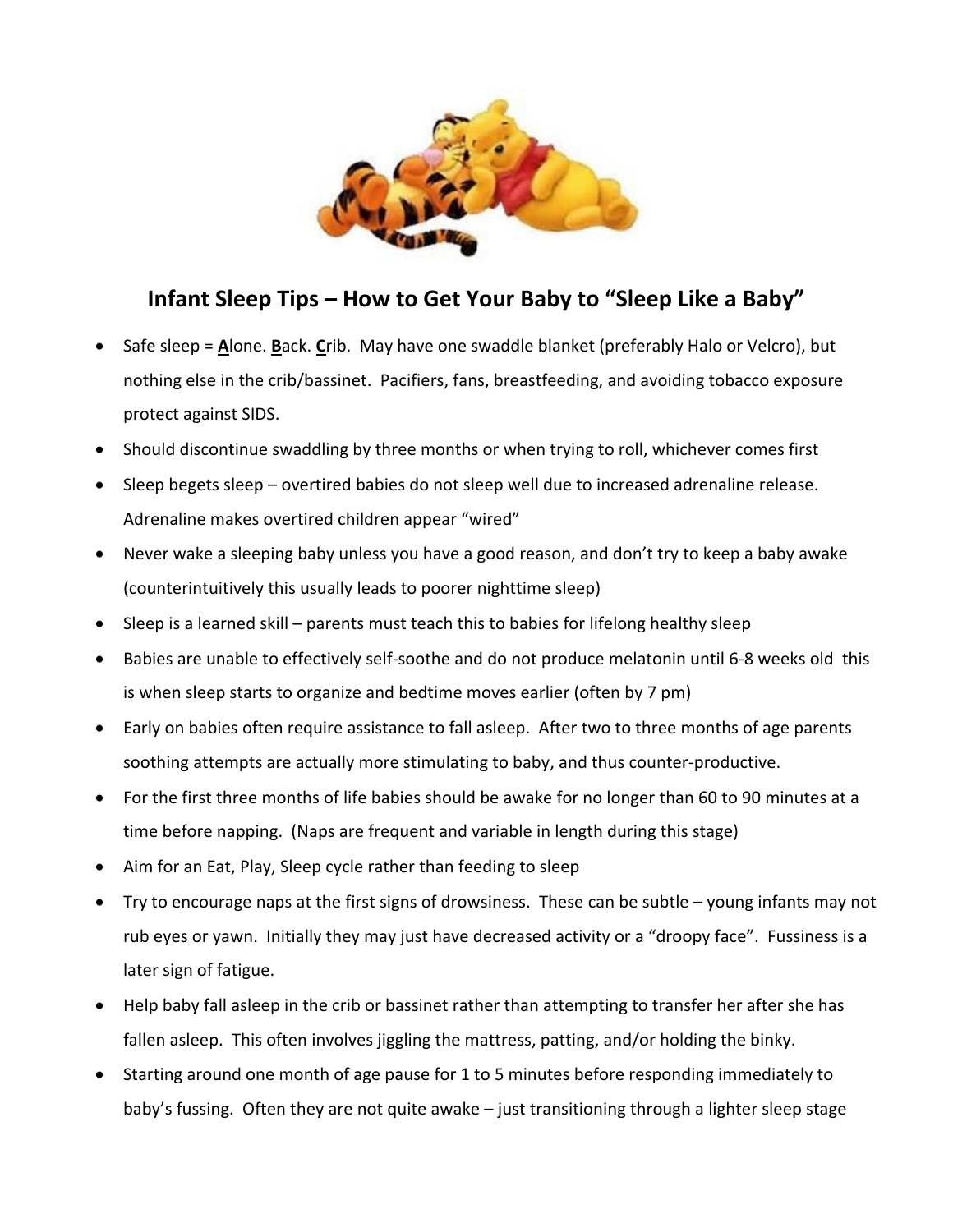# Infant Sleep Tips – How to Get Your Baby to "Sleep Like a Baby"

- Safe sleep = **A**lone. **B**ack. **C**rib. May have one swaddle blanket (preferably Halo or Velcro), but nothing else in the crib/bassinet. Pacifiers, fans, breastfeeding, and avoiding tobacco exposure protect against SIDS.
- Should discontinue swaddling by three months or when trying to roll, whichever comes first
- Sleep begets sleep – overtired babies do not sleep well due to increased adrenaline release. Adrenaline makes overtired children appear "wired"
- Never wake a sleeping baby unless you have a good reason, and don't try to keep a baby awake (counterintuitively this usually leads to poorer nighttime sleep)
- Sleep is a learned skill – parents must teach this to babies for lifelong healthy sleep
- Babies are unable to effectively self-soothe and do not produce melatonin until 6-8 weeks old this is when sleep starts to organize and bedtime moves earlier (often by 7 pm)
- Early on babies often require assistance to fall asleep. After two to three months of age parents soothing attempts are actually more stimulating to baby, and thus counter-productive.
- For the first three months of life babies should be awake for no longer than 60 to 90 minutes at a time before napping. (Naps are frequent and variable in length during this stage)
- Aim for an Eat, Play, Sleep cycle rather than feeding to sleep
- Try to encourage naps at the first signs of drowsiness. These can be subtle – young infants may not rub eyes or yawn. Initially they may just have decreased activity or a "droopy face". Fussiness is a later sign of fatigue.
- Help baby fall asleep in the crib or bassinet rather than attempting to transfer her after she has fallen asleep. This often involves jiggling the mattress, patting, and/or holding the binky.
- Starting around one month of age pause for 1 to 5 minutes before responding immediately to baby's fussing. Often they are not quite awake – just transitioning through a lighter sleep stage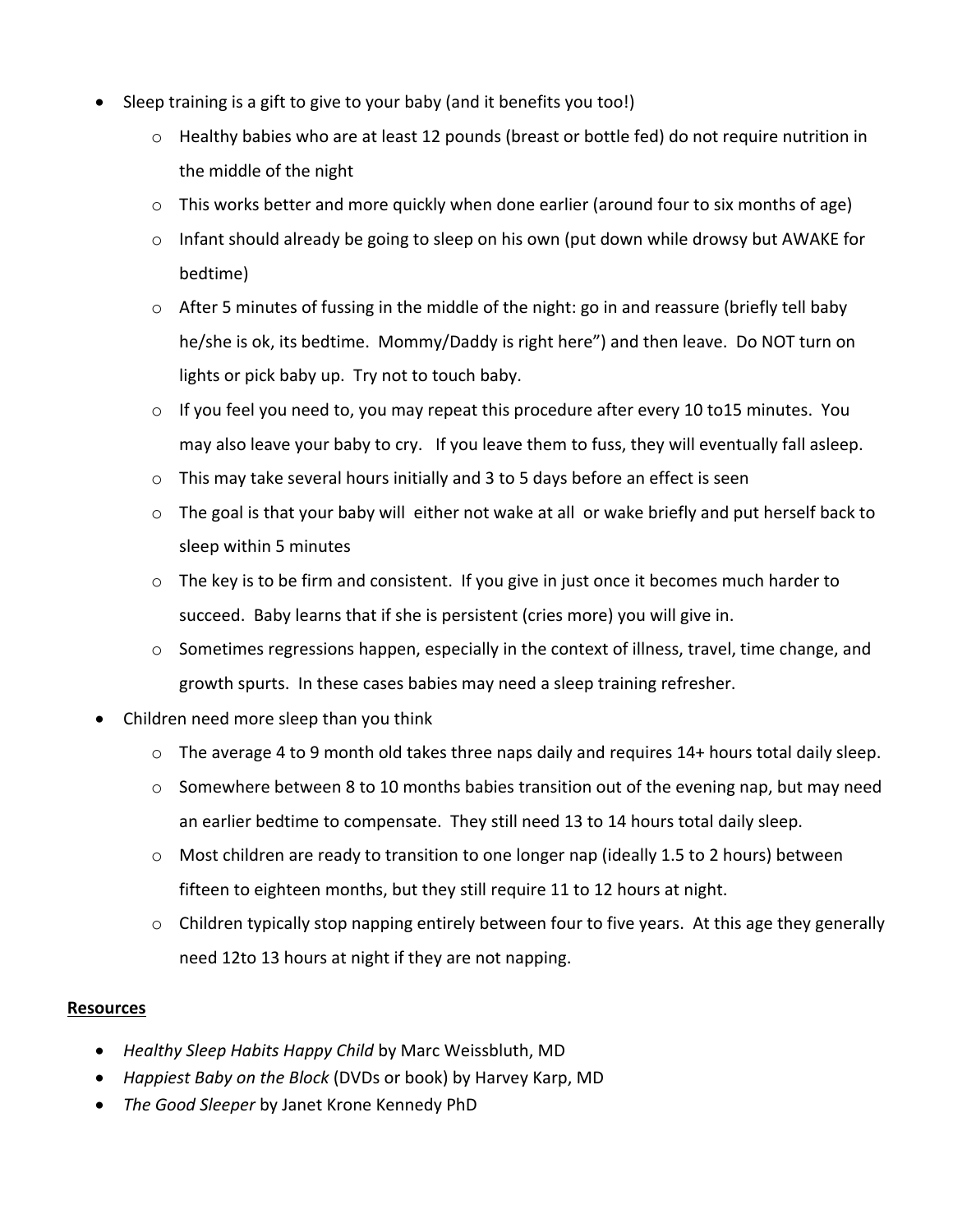- Sleep training is a gift to give to your baby (and it benefits you too!)
  - Healthy babies who are at least 12 pounds (breast or bottle fed) do not require nutrition in the middle of the night
  - This works better and more quickly when done earlier (around four to six months of age)
  - Infant should already be going to sleep on his own (put down while drowsy but AWAKE for bedtime)
  - After 5 minutes of fussing in the middle of the night: go in and reassure (briefly tell baby he/she is ok, its bedtime. Mommy/Daddy is right here") and then leave. Do NOT turn on lights or pick baby up. Try not to touch baby.
  - If you feel you need to, you may repeat this procedure after every 10 to15 minutes. You may also leave your baby to cry. If you leave them to fuss, they will eventually fall asleep.
  - This may take several hours initially and 3 to 5 days before an effect is seen
  - The goal is that your baby will either not wake at all or wake briefly and put herself back to sleep within 5 minutes
  - The key is to be firm and consistent. If you give in just once it becomes much harder to succeed. Baby learns that if she is persistent (cries more) you will give in.
  - Sometimes regressions happen, especially in the context of illness, travel, time change, and growth spurts. In these cases babies may need a sleep training refresher.
- Children need more sleep than you think
  - The average 4 to 9 month old takes three naps daily and requires 14+ hours total daily sleep.
  - Somewhere between 8 to 10 months babies transition out of the evening nap, but may need an earlier bedtime to compensate. They still need 13 to 14 hours total daily sleep.
  - Most children are ready to transition to one longer nap (ideally 1.5 to 2 hours) between fifteen to eighteen months, but they still require 11 to 12 hours at night.
  - Children typically stop napping entirely between four to five years. At this age they generally need 12to 13 hours at night if they are not napping.

**Resources**

- *Healthy Sleep Habits Happy Child* by Marc Weissbluth, MD
- *Happiest Baby on the Block* (DVDs or book) by Harvey Karp, MD
- *The Good Sleeper* by Janet Krone Kennedy PhD